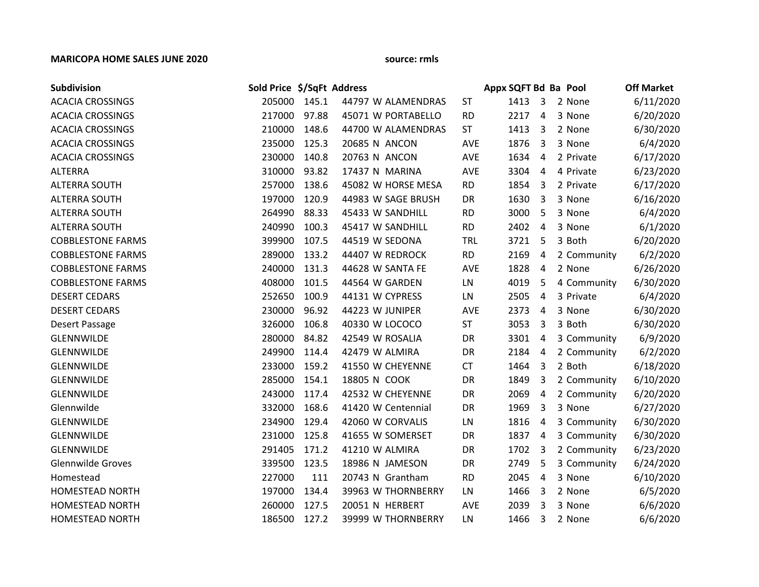**MARICOPA HOME SALES JUNE 2020** source: rmls

| Subdivision | Sold Price | $/SqFt | Address | | Appx SQFT | Bd | Ba | Pool | Off Market |
|---|---|---|---|---|---|---|---|---|---|
| ACACIA CROSSINGS | 205000 | 145.1 | 44797 W ALAMENDRAS | ST | 1413 | 3 | 2 | None | 6/11/2020 |
| ACACIA CROSSINGS | 217000 | 97.88 | 45071 W PORTABELLO | RD | 2217 | 4 | 3 | None | 6/20/2020 |
| ACACIA CROSSINGS | 210000 | 148.6 | 44700 W ALAMENDRAS | ST | 1413 | 3 | 2 | None | 6/30/2020 |
| ACACIA CROSSINGS | 235000 | 125.3 | 20685 N ANCON | AVE | 1876 | 3 | 3 | None | 6/4/2020 |
| ACACIA CROSSINGS | 230000 | 140.8 | 20763 N ANCON | AVE | 1634 | 4 | 2 | Private | 6/17/2020 |
| ALTERRA | 310000 | 93.82 | 17437 N MARINA | AVE | 3304 | 4 | 4 | Private | 6/23/2020 |
| ALTERRA SOUTH | 257000 | 138.6 | 45082 W HORSE MESA | RD | 1854 | 3 | 2 | Private | 6/17/2020 |
| ALTERRA SOUTH | 197000 | 120.9 | 44983 W SAGE BRUSH | DR | 1630 | 3 | 3 | None | 6/16/2020 |
| ALTERRA SOUTH | 264990 | 88.33 | 45433 W SANDHILL | RD | 3000 | 5 | 3 | None | 6/4/2020 |
| ALTERRA SOUTH | 240990 | 100.3 | 45417 W SANDHILL | RD | 2402 | 4 | 3 | None | 6/1/2020 |
| COBBLESTONE FARMS | 399900 | 107.5 | 44519 W SEDONA | TRL | 3721 | 5 | 3 | Both | 6/20/2020 |
| COBBLESTONE FARMS | 289000 | 133.2 | 44407 W REDROCK | RD | 2169 | 4 | 2 | Community | 6/2/2020 |
| COBBLESTONE FARMS | 240000 | 131.3 | 44628 W SANTA FE | AVE | 1828 | 4 | 2 | None | 6/26/2020 |
| COBBLESTONE FARMS | 408000 | 101.5 | 44564 W GARDEN | LN | 4019 | 5 | 4 | Community | 6/30/2020 |
| DESERT CEDARS | 252650 | 100.9 | 44131 W CYPRESS | LN | 2505 | 4 | 3 | Private | 6/4/2020 |
| DESERT CEDARS | 230000 | 96.92 | 44223 W JUNIPER | AVE | 2373 | 4 | 3 | None | 6/30/2020 |
| Desert Passage | 326000 | 106.8 | 40330 W LOCOCO | ST | 3053 | 3 | 3 | Both | 6/30/2020 |
| GLENNWILDE | 280000 | 84.82 | 42549 W ROSALIA | DR | 3301 | 4 | 3 | Community | 6/9/2020 |
| GLENNWILDE | 249900 | 114.4 | 42479 W ALMIRA | DR | 2184 | 4 | 2 | Community | 6/2/2020 |
| GLENNWILDE | 233000 | 159.2 | 41550 W CHEYENNE | CT | 1464 | 3 | 2 | Both | 6/18/2020 |
| GLENNWILDE | 285000 | 154.1 | 18805 N COOK | DR | 1849 | 3 | 2 | Community | 6/10/2020 |
| GLENNWILDE | 243000 | 117.4 | 42532 W CHEYENNE | DR | 2069 | 4 | 2 | Community | 6/20/2020 |
| Glennwilde | 332000 | 168.6 | 41420 W Centennial | DR | 1969 | 3 | 3 | None | 6/27/2020 |
| GLENNWILDE | 234900 | 129.4 | 42060 W CORVALIS | LN | 1816 | 4 | 3 | Community | 6/30/2020 |
| GLENNWILDE | 231000 | 125.8 | 41655 W SOMERSET | DR | 1837 | 4 | 3 | Community | 6/30/2020 |
| GLENNWILDE | 291405 | 171.2 | 41210 W ALMIRA | DR | 1702 | 3 | 2 | Community | 6/23/2020 |
| Glennwilde Groves | 339500 | 123.5 | 18986 N JAMESON | DR | 2749 | 5 | 3 | Community | 6/24/2020 |
| Homestead | 227000 | 111 | 20743 N Grantham | RD | 2045 | 4 | 3 | None | 6/10/2020 |
| HOMESTEAD NORTH | 197000 | 134.4 | 39963 W THORNBERRY | LN | 1466 | 3 | 2 | None | 6/5/2020 |
| HOMESTEAD NORTH | 260000 | 127.5 | 20051 N HERBERT | AVE | 2039 | 3 | 3 | None | 6/6/2020 |
| HOMESTEAD NORTH | 186500 | 127.2 | 39999 W THORNBERRY | LN | 1466 | 3 | 2 | None | 6/6/2020 |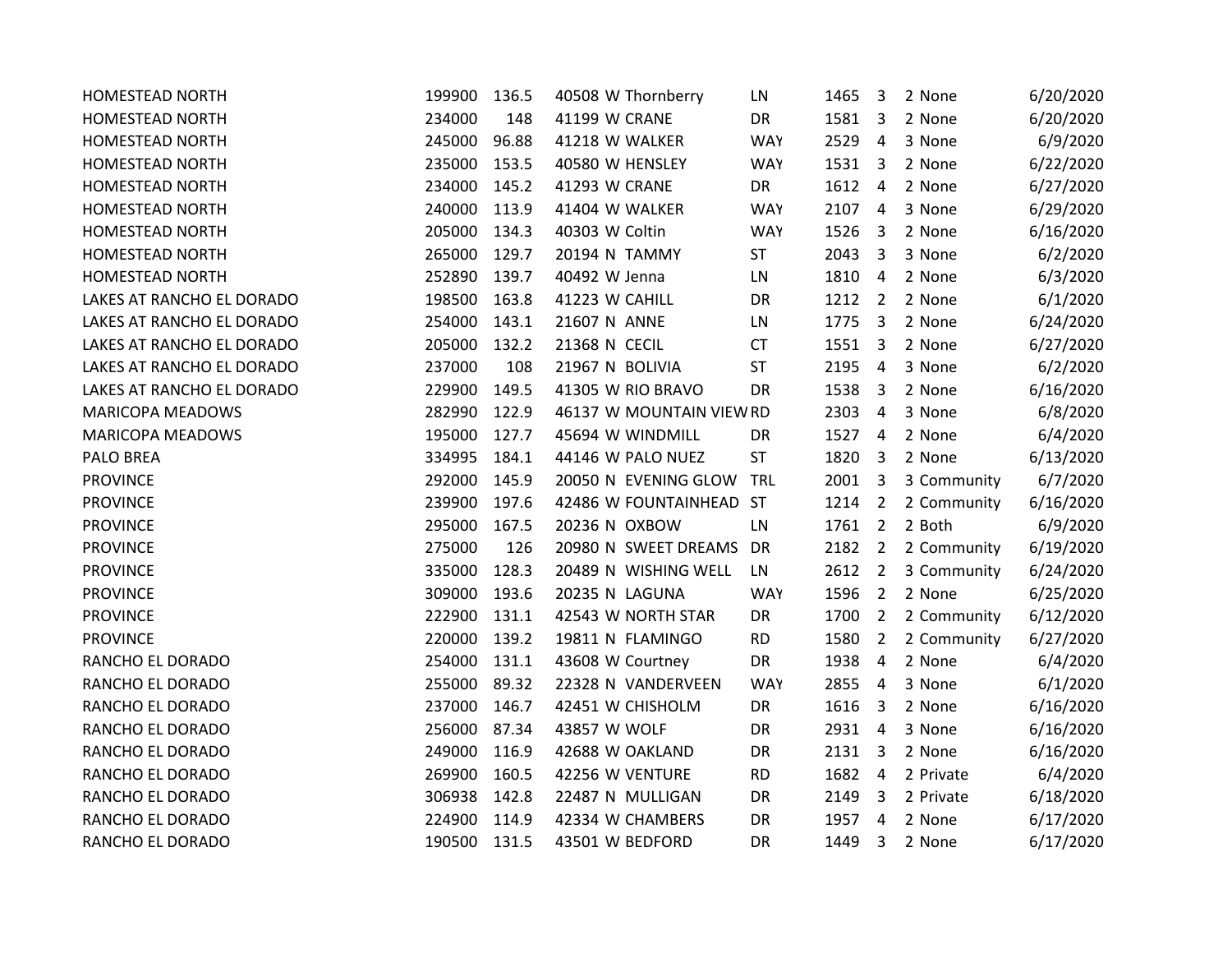| | | | | | | | | | | |
|---|---|---|---|---|---|---|---|---|---|---|
| HOMESTEAD NORTH | 199900 | 136.5 | 40508 | W Thornberry | LN | 1465 | 3 | 2 | None | 6/20/2020 |
| HOMESTEAD NORTH | 234000 | 148 | 41199 | W CRANE | DR | 1581 | 3 | 2 | None | 6/20/2020 |
| HOMESTEAD NORTH | 245000 | 96.88 | 41218 | W WALKER | WAY | 2529 | 4 | 3 | None | 6/9/2020 |
| HOMESTEAD NORTH | 235000 | 153.5 | 40580 | W HENSLEY | WAY | 1531 | 3 | 2 | None | 6/22/2020 |
| HOMESTEAD NORTH | 234000 | 145.2 | 41293 | W CRANE | DR | 1612 | 4 | 2 | None | 6/27/2020 |
| HOMESTEAD NORTH | 240000 | 113.9 | 41404 | W WALKER | WAY | 2107 | 4 | 3 | None | 6/29/2020 |
| HOMESTEAD NORTH | 205000 | 134.3 | 40303 | W Coltin | WAY | 1526 | 3 | 2 | None | 6/16/2020 |
| HOMESTEAD NORTH | 265000 | 129.7 | 20194 | N TAMMY | ST | 2043 | 3 | 3 | None | 6/2/2020 |
| HOMESTEAD NORTH | 252890 | 139.7 | 40492 | W Jenna | LN | 1810 | 4 | 2 | None | 6/3/2020 |
| LAKES AT RANCHO EL DORADO | 198500 | 163.8 | 41223 | W CAHILL | DR | 1212 | 2 | 2 | None | 6/1/2020 |
| LAKES AT RANCHO EL DORADO | 254000 | 143.1 | 21607 | N ANNE | LN | 1775 | 3 | 2 | None | 6/24/2020 |
| LAKES AT RANCHO EL DORADO | 205000 | 132.2 | 21368 | N CECIL | CT | 1551 | 3 | 2 | None | 6/27/2020 |
| LAKES AT RANCHO EL DORADO | 237000 | 108 | 21967 | N BOLIVIA | ST | 2195 | 4 | 3 | None | 6/2/2020 |
| LAKES AT RANCHO EL DORADO | 229900 | 149.5 | 41305 | W RIO BRAVO | DR | 1538 | 3 | 2 | None | 6/16/2020 |
| MARICOPA MEADOWS | 282990 | 122.9 | 46137 | W MOUNTAIN VIEW | RD | 2303 | 4 | 3 | None | 6/8/2020 |
| MARICOPA MEADOWS | 195000 | 127.7 | 45694 | W WINDMILL | DR | 1527 | 4 | 2 | None | 6/4/2020 |
| PALO BREA | 334995 | 184.1 | 44146 | W PALO NUEZ | ST | 1820 | 3 | 2 | None | 6/13/2020 |
| PROVINCE | 292000 | 145.9 | 20050 | N EVENING GLOW | TRL | 2001 | 3 | 3 | Community | 6/7/2020 |
| PROVINCE | 239900 | 197.6 | 42486 | W FOUNTAINHEAD | ST | 1214 | 2 | 2 | Community | 6/16/2020 |
| PROVINCE | 295000 | 167.5 | 20236 | N OXBOW | LN | 1761 | 2 | 2 | Both | 6/9/2020 |
| PROVINCE | 275000 | 126 | 20980 | N SWEET DREAMS | DR | 2182 | 2 | 2 | Community | 6/19/2020 |
| PROVINCE | 335000 | 128.3 | 20489 | N WISHING WELL | LN | 2612 | 2 | 3 | Community | 6/24/2020 |
| PROVINCE | 309000 | 193.6 | 20235 | N LAGUNA | WAY | 1596 | 2 | 2 | None | 6/25/2020 |
| PROVINCE | 222900 | 131.1 | 42543 | W NORTH STAR | DR | 1700 | 2 | 2 | Community | 6/12/2020 |
| PROVINCE | 220000 | 139.2 | 19811 | N FLAMINGO | RD | 1580 | 2 | 2 | Community | 6/27/2020 |
| RANCHO EL DORADO | 254000 | 131.1 | 43608 | W Courtney | DR | 1938 | 4 | 2 | None | 6/4/2020 |
| RANCHO EL DORADO | 255000 | 89.32 | 22328 | N VANDERVEEN | WAY | 2855 | 4 | 3 | None | 6/1/2020 |
| RANCHO EL DORADO | 237000 | 146.7 | 42451 | W CHISHOLM | DR | 1616 | 3 | 2 | None | 6/16/2020 |
| RANCHO EL DORADO | 256000 | 87.34 | 43857 | W WOLF | DR | 2931 | 4 | 3 | None | 6/16/2020 |
| RANCHO EL DORADO | 249000 | 116.9 | 42688 | W OAKLAND | DR | 2131 | 3 | 2 | None | 6/16/2020 |
| RANCHO EL DORADO | 269900 | 160.5 | 42256 | W VENTURE | RD | 1682 | 4 | 2 | Private | 6/4/2020 |
| RANCHO EL DORADO | 306938 | 142.8 | 22487 | N MULLIGAN | DR | 2149 | 3 | 2 | Private | 6/18/2020 |
| RANCHO EL DORADO | 224900 | 114.9 | 42334 | W CHAMBERS | DR | 1957 | 4 | 2 | None | 6/17/2020 |
| RANCHO EL DORADO | 190500 | 131.5 | 43501 | W BEDFORD | DR | 1449 | 3 | 2 | None | 6/17/2020 |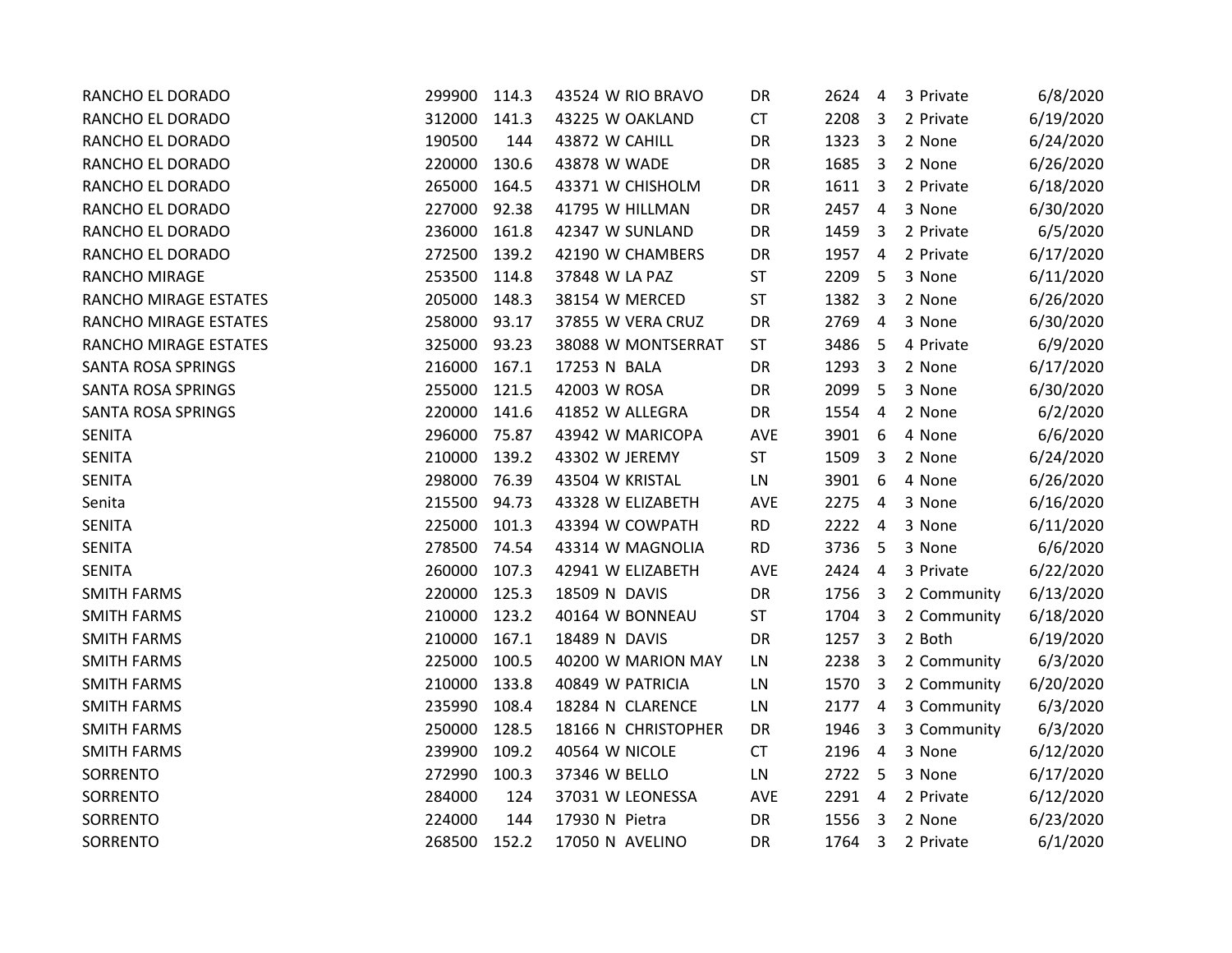| | | | | | | | | | | |
|---|---|---|---|---|---|---|---|---|---|---|
| RANCHO EL DORADO | 299900 | 114.3 | 43524 | W | RIO BRAVO | DR | 2624 | 4 | 3 Private | 6/8/2020 |
| RANCHO EL DORADO | 312000 | 141.3 | 43225 | W | OAKLAND | CT | 2208 | 3 | 2 Private | 6/19/2020 |
| RANCHO EL DORADO | 190500 | 144 | 43872 | W | CAHILL | DR | 1323 | 3 | 2 None | 6/24/2020 |
| RANCHO EL DORADO | 220000 | 130.6 | 43878 | W | WADE | DR | 1685 | 3 | 2 None | 6/26/2020 |
| RANCHO EL DORADO | 265000 | 164.5 | 43371 | W | CHISHOLM | DR | 1611 | 3 | 2 Private | 6/18/2020 |
| RANCHO EL DORADO | 227000 | 92.38 | 41795 | W | HILLMAN | DR | 2457 | 4 | 3 None | 6/30/2020 |
| RANCHO EL DORADO | 236000 | 161.8 | 42347 | W | SUNLAND | DR | 1459 | 3 | 2 Private | 6/5/2020 |
| RANCHO EL DORADO | 272500 | 139.2 | 42190 | W | CHAMBERS | DR | 1957 | 4 | 2 Private | 6/17/2020 |
| RANCHO MIRAGE | 253500 | 114.8 | 37848 | W | LA PAZ | ST | 2209 | 5 | 3 None | 6/11/2020 |
| RANCHO MIRAGE ESTATES | 205000 | 148.3 | 38154 | W | MERCED | ST | 1382 | 3 | 2 None | 6/26/2020 |
| RANCHO MIRAGE ESTATES | 258000 | 93.17 | 37855 | W | VERA CRUZ | DR | 2769 | 4 | 3 None | 6/30/2020 |
| RANCHO MIRAGE ESTATES | 325000 | 93.23 | 38088 | W | MONTSERRAT | ST | 3486 | 5 | 4 Private | 6/9/2020 |
| SANTA ROSA SPRINGS | 216000 | 167.1 | 17253 | N | BALA | DR | 1293 | 3 | 2 None | 6/17/2020 |
| SANTA ROSA SPRINGS | 255000 | 121.5 | 42003 | W | ROSA | DR | 2099 | 5 | 3 None | 6/30/2020 |
| SANTA ROSA SPRINGS | 220000 | 141.6 | 41852 | W | ALLEGRA | DR | 1554 | 4 | 2 None | 6/2/2020 |
| SENITA | 296000 | 75.87 | 43942 | W | MARICOPA | AVE | 3901 | 6 | 4 None | 6/6/2020 |
| SENITA | 210000 | 139.2 | 43302 | W | JEREMY | ST | 1509 | 3 | 2 None | 6/24/2020 |
| SENITA | 298000 | 76.39 | 43504 | W | KRISTAL | LN | 3901 | 6 | 4 None | 6/26/2020 |
| Senita | 215500 | 94.73 | 43328 | W | ELIZABETH | AVE | 2275 | 4 | 3 None | 6/16/2020 |
| SENITA | 225000 | 101.3 | 43394 | W | COWPATH | RD | 2222 | 4 | 3 None | 6/11/2020 |
| SENITA | 278500 | 74.54 | 43314 | W | MAGNOLIA | RD | 3736 | 5 | 3 None | 6/6/2020 |
| SENITA | 260000 | 107.3 | 42941 | W | ELIZABETH | AVE | 2424 | 4 | 3 Private | 6/22/2020 |
| SMITH FARMS | 220000 | 125.3 | 18509 | N | DAVIS | DR | 1756 | 3 | 2 Community | 6/13/2020 |
| SMITH FARMS | 210000 | 123.2 | 40164 | W | BONNEAU | ST | 1704 | 3 | 2 Community | 6/18/2020 |
| SMITH FARMS | 210000 | 167.1 | 18489 | N | DAVIS | DR | 1257 | 3 | 2 Both | 6/19/2020 |
| SMITH FARMS | 225000 | 100.5 | 40200 | W | MARION MAY | LN | 2238 | 3 | 2 Community | 6/3/2020 |
| SMITH FARMS | 210000 | 133.8 | 40849 | W | PATRICIA | LN | 1570 | 3 | 2 Community | 6/20/2020 |
| SMITH FARMS | 235990 | 108.4 | 18284 | N | CLARENCE | LN | 2177 | 4 | 3 Community | 6/3/2020 |
| SMITH FARMS | 250000 | 128.5 | 18166 | N | CHRISTOPHER | DR | 1946 | 3 | 3 Community | 6/3/2020 |
| SMITH FARMS | 239900 | 109.2 | 40564 | W | NICOLE | CT | 2196 | 4 | 3 None | 6/12/2020 |
| SORRENTO | 272990 | 100.3 | 37346 | W | BELLO | LN | 2722 | 5 | 3 None | 6/17/2020 |
| SORRENTO | 284000 | 124 | 37031 | W | LEONESSA | AVE | 2291 | 4 | 2 Private | 6/12/2020 |
| SORRENTO | 224000 | 144 | 17930 | N | Pietra | DR | 1556 | 3 | 2 None | 6/23/2020 |
| SORRENTO | 268500 | 152.2 | 17050 | N | AVELINO | DR | 1764 | 3 | 2 Private | 6/1/2020 |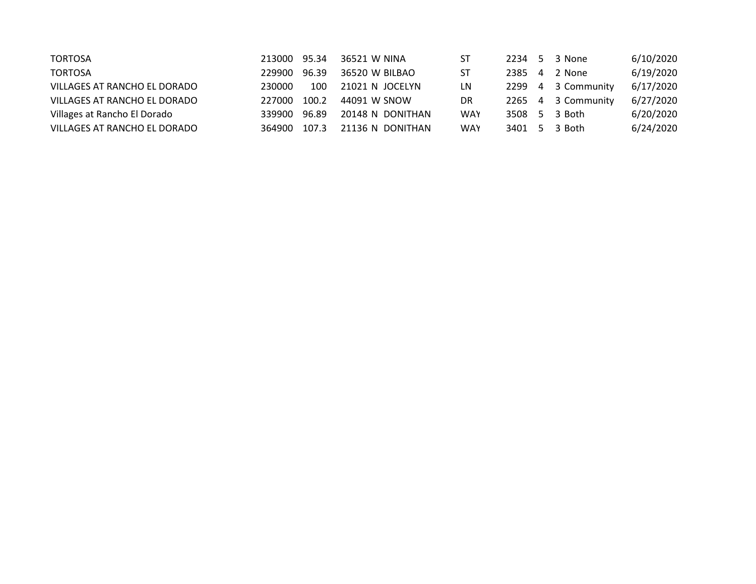| | | | | | | | | | | |
|---|---|---|---|---|---|---|---|---|---|---|
| TORTOSA | 213000 | 95.34 | 36521 | W | NINA | ST | 2234 | 5 | 3 None | 6/10/2020 |
| TORTOSA | 229900 | 96.39 | 36520 | W | BILBAO | ST | 2385 | 4 | 2 None | 6/19/2020 |
| VILLAGES AT RANCHO EL DORADO | 230000 | 100 | 21021 | N | JOCELYN | LN | 2299 | 4 | 3 Community | 6/17/2020 |
| VILLAGES AT RANCHO EL DORADO | 227000 | 100.2 | 44091 | W | SNOW | DR | 2265 | 4 | 3 Community | 6/27/2020 |
| Villages at Rancho El Dorado | 339900 | 96.89 | 20148 | N | DONITHAN | WAY | 3508 | 5 | 3 Both | 6/20/2020 |
| VILLAGES AT RANCHO EL DORADO | 364900 | 107.3 | 21136 | N | DONITHAN | WAY | 3401 | 5 | 3 Both | 6/24/2020 |